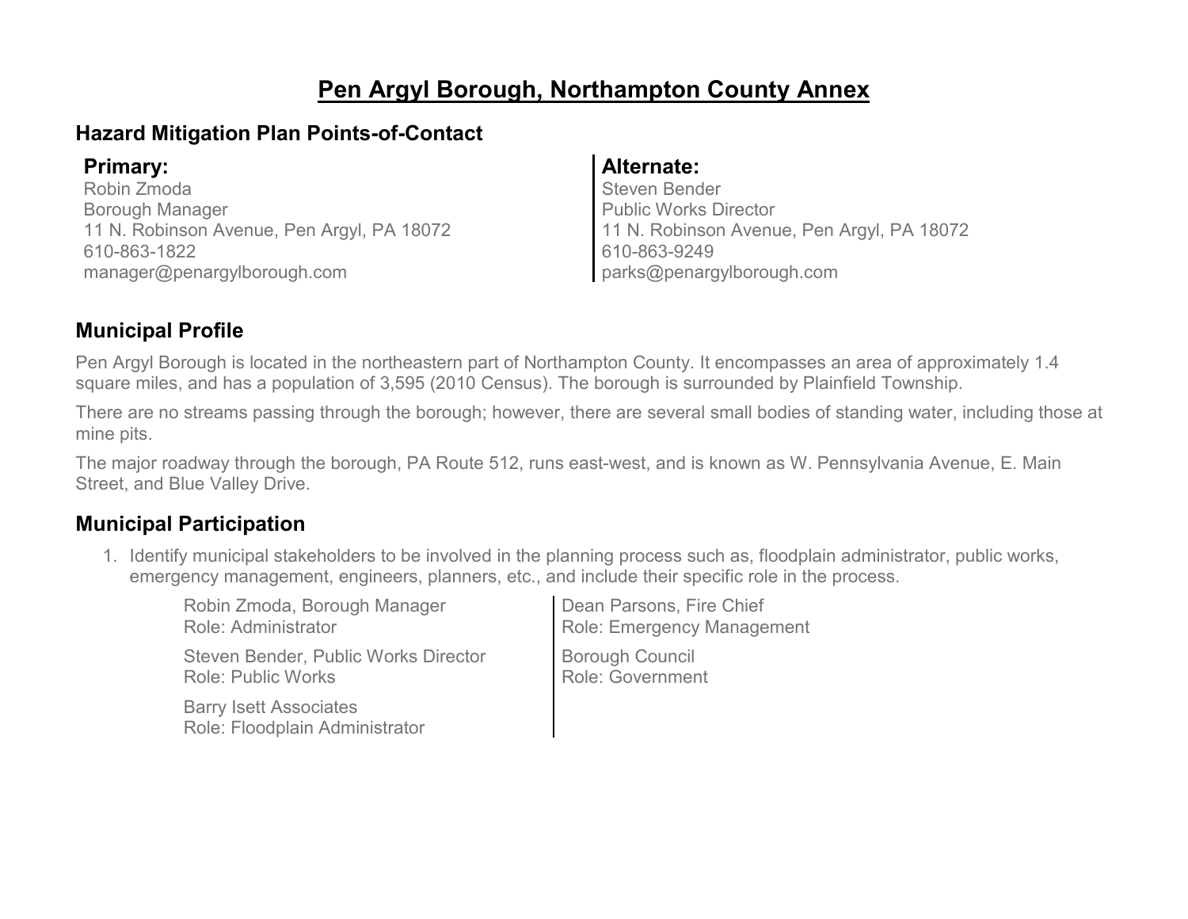# Pen Argyl Borough, Northampton County Annex

## Hazard Mitigation Plan Points-of-Contact

### Primary:

Robin Zmoda
Borough Manager
11 N. Robinson Avenue, Pen Argyl, PA 18072
610-863-1822
manager@penargylborough.com

### Alternate:

Steven Bender
Public Works Director
11 N. Robinson Avenue, Pen Argyl, PA 18072
610-863-9249
parks@penargylborough.com

## Municipal Profile

Pen Argyl Borough is located in the northeastern part of Northampton County. It encompasses an area of approximately 1.4 square miles, and has a population of 3,595 (2010 Census). The borough is surrounded by Plainfield Township.

There are no streams passing through the borough; however, there are several small bodies of standing water, including those at mine pits.

The major roadway through the borough, PA Route 512, runs east-west, and is known as W. Pennsylvania Avenue, E. Main Street, and Blue Valley Drive.

## Municipal Participation

1. Identify municipal stakeholders to be involved in the planning process such as, floodplain administrator, public works, emergency management, engineers, planners, etc., and include their specific role in the process.

   Robin Zmoda, Borough Manager
   Role: Administrator

   Steven Bender, Public Works Director
   Role: Public Works

   Barry Isett Associates
   Role: Floodplain Administrator

   Dean Parsons, Fire Chief
   Role: Emergency Management

   Borough Council
   Role: Government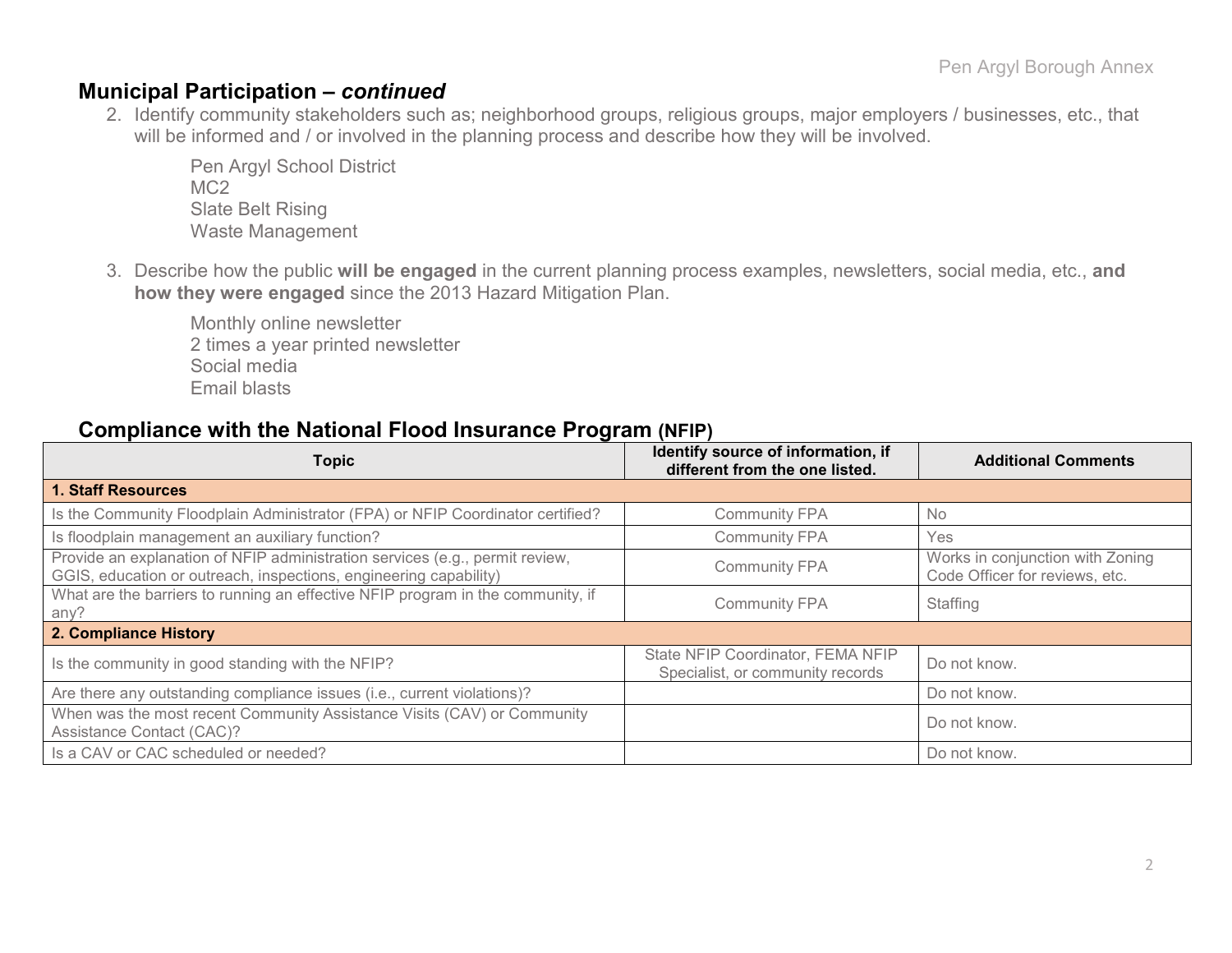## Municipal Participation – *continued*

2. Identify community stakeholders such as; neighborhood groups, religious groups, major employers / businesses, etc., that will be informed and / or involved in the planning process and describe how they will be involved.

   Pen Argyl School District
   MC2
   Slate Belt Rising
   Waste Management

3. Describe how the public **will be engaged** in the current planning process examples, newsletters, social media, etc., **and how they were engaged** since the 2013 Hazard Mitigation Plan.

   Monthly online newsletter
   2 times a year printed newsletter
   Social media
   Email blasts

## Compliance with the National Flood Insurance Program (NFIP)

| Topic | Identify source of information, if different from the one listed. | Additional Comments |
|---|---|---|
| **1. Staff Resources** | | |
| Is the Community Floodplain Administrator (FPA) or NFIP Coordinator certified? | Community FPA | No |
| Is floodplain management an auxiliary function? | Community FPA | Yes |
| Provide an explanation of NFIP administration services (e.g., permit review, GGIS, education or outreach, inspections, engineering capability) | Community FPA | Works in conjunction with Zoning Code Officer for reviews, etc. |
| What are the barriers to running an effective NFIP program in the community, if any? | Community FPA | Staffing |
| **2. Compliance History** | | |
| Is the community in good standing with the NFIP? | State NFIP Coordinator, FEMA NFIP Specialist, or community records | Do not know. |
| Are there any outstanding compliance issues (i.e., current violations)? | | Do not know. |
| When was the most recent Community Assistance Visits (CAV) or Community Assistance Contact (CAC)? | | Do not know. |
| Is a CAV or CAC scheduled or needed? | | Do not know. |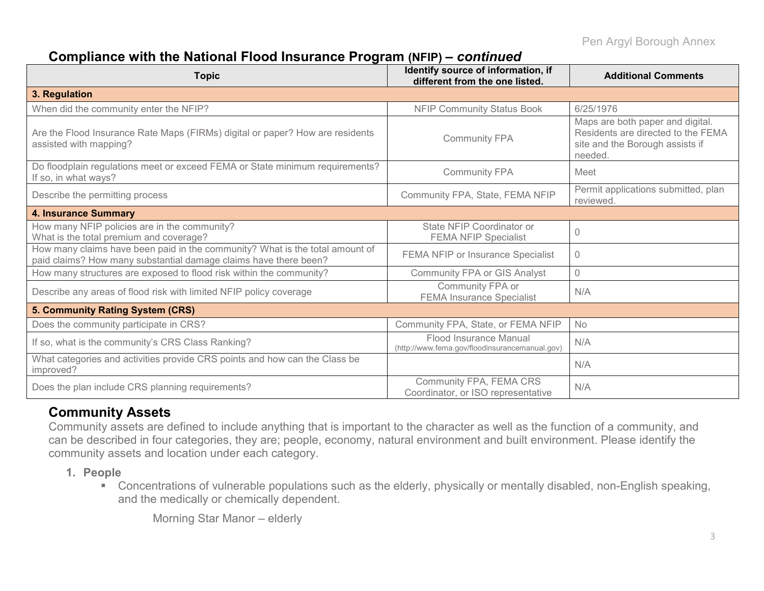## Compliance with the National Flood Insurance Program (NFIP) – *continued*

| Topic | Identify source of information, if different from the one listed. | Additional Comments |
|---|---|---|
| **3. Regulation** | | |
| When did the community enter the NFIP? | NFIP Community Status Book | 6/25/1976 |
| Are the Flood Insurance Rate Maps (FIRMs) digital or paper? How are residents assisted with mapping? | Community FPA | Maps are both paper and digital. Residents are directed to the FEMA site and the Borough assists if needed. |
| Do floodplain regulations meet or exceed FEMA or State minimum requirements? If so, in what ways? | Community FPA | Meet |
| Describe the permitting process | Community FPA, State, FEMA NFIP | Permit applications submitted, plan reviewed. |
| **4. Insurance Summary** | | |
| How many NFIP policies are in the community? What is the total premium and coverage? | State NFIP Coordinator or FEMA NFIP Specialist | 0 |
| How many claims have been paid in the community? What is the total amount of paid claims? How many substantial damage claims have there been? | FEMA NFIP or Insurance Specialist | 0 |
| How many structures are exposed to flood risk within the community? | Community FPA or GIS Analyst | 0 |
| Describe any areas of flood risk with limited NFIP policy coverage | Community FPA or FEMA Insurance Specialist | N/A |
| **5. Community Rating System (CRS)** | | |
| Does the community participate in CRS? | Community FPA, State, or FEMA NFIP | No |
| If so, what is the community's CRS Class Ranking? | Flood Insurance Manual (http://www.fema.gov/floodinsurancemanual.gov) | N/A |
| What categories and activities provide CRS points and how can the Class be improved? | | N/A |
| Does the plan include CRS planning requirements? | Community FPA, FEMA CRS Coordinator, or ISO representative | N/A |

## Community Assets

Community assets are defined to include anything that is important to the character as well as the function of a community, and can be described in four categories, they are; people, economy, natural environment and built environment. Please identify the community assets and location under each category.

1. **People**
   - Concentrations of vulnerable populations such as the elderly, physically or mentally disabled, non-English speaking, and the medically or chemically dependent.

     Morning Star Manor – elderly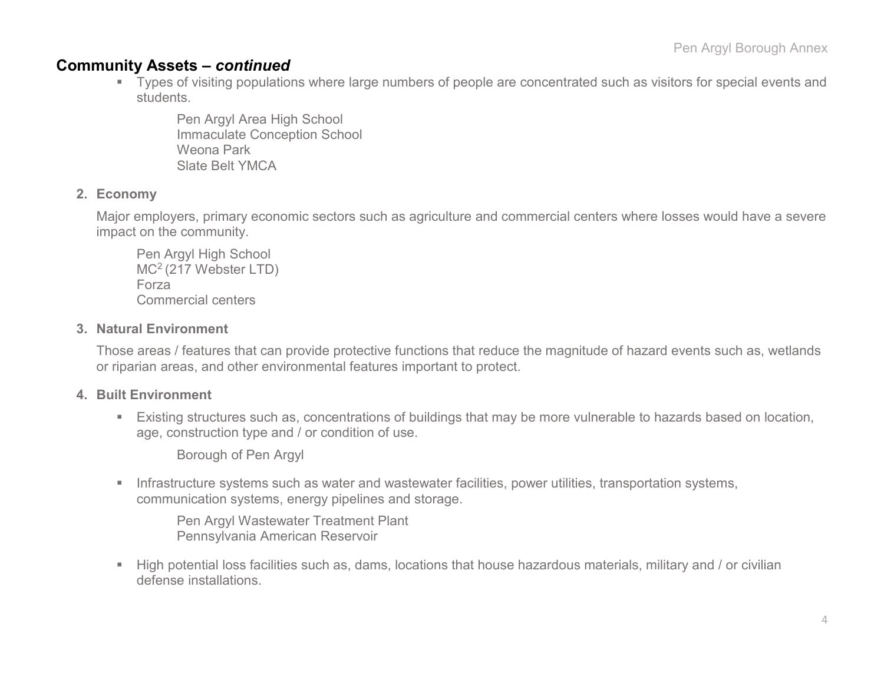## Community Assets – *continued*

- Types of visiting populations where large numbers of people are concentrated such as visitors for special events and students.

  Pen Argyl Area High School
  Immaculate Conception School
  Weona Park
  Slate Belt YMCA

2. **Economy**

   Major employers, primary economic sectors such as agriculture and commercial centers where losses would have a severe impact on the community.

   Pen Argyl High School
   $MC^2$ (217 Webster LTD)
   Forza
   Commercial centers

3. **Natural Environment**

   Those areas / features that can provide protective functions that reduce the magnitude of hazard events such as, wetlands or riparian areas, and other environmental features important to protect.

4. **Built Environment**

   - Existing structures such as, concentrations of buildings that may be more vulnerable to hazards based on location, age, construction type and / or condition of use.

     Borough of Pen Argyl

   - Infrastructure systems such as water and wastewater facilities, power utilities, transportation systems, communication systems, energy pipelines and storage.

     Pen Argyl Wastewater Treatment Plant
     Pennsylvania American Reservoir

   - High potential loss facilities such as, dams, locations that house hazardous materials, military and / or civilian defense installations.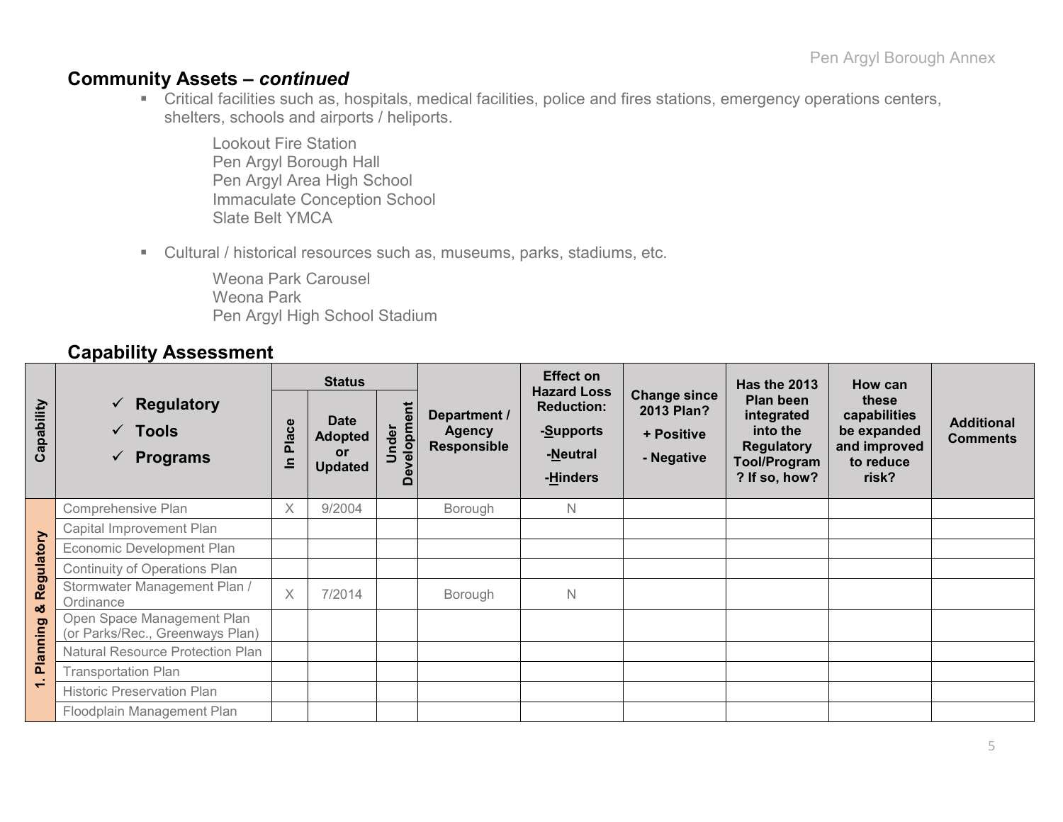## Community Assets – *continued*

- Critical facilities such as, hospitals, medical facilities, police and fires stations, emergency operations centers, shelters, schools and airports / heliports.

  Lookout Fire Station
  Pen Argyl Borough Hall
  Pen Argyl Area High School
  Immaculate Conception School
  Slate Belt YMCA

- Cultural / historical resources such as, museums, parks, stadiums, etc.

  Weona Park Carousel
  Weona Park
  Pen Argyl High School Stadium

## Capability Assessment

| Capability | ✓ Regulatory ✓ Tools ✓ Programs | Status | | | Department / Agency Responsible | Effect on Hazard Loss Reduction: -Supports -Neutral -Hinders | Change since 2013 Plan? + Positive - Negative | Has the 2013 Plan been integrated into the Regulatory Tool/Program? If so, how? | How can these capabilities be expanded and improved to reduce risk? | Additional Comments |
|---|---|---|---|---|---|---|---|---|---|---|
| | | In Place | Date Adopted or Updated | Under Development | | | | | | |
| 1. Planning & Regulatory | Comprehensive Plan | X | 9/2004 | | Borough | N | | | | |
| | Capital Improvement Plan | | | | | | | | | |
| | Economic Development Plan | | | | | | | | | |
| | Continuity of Operations Plan | | | | | | | | | |
| | Stormwater Management Plan / Ordinance | X | 7/2014 | | Borough | N | | | | |
| | Open Space Management Plan (or Parks/Rec., Greenways Plan) | | | | | | | | | |
| | Natural Resource Protection Plan | | | | | | | | | |
| | Transportation Plan | | | | | | | | | |
| | Historic Preservation Plan | | | | | | | | | |
| | Floodplain Management Plan | | | | | | | | | |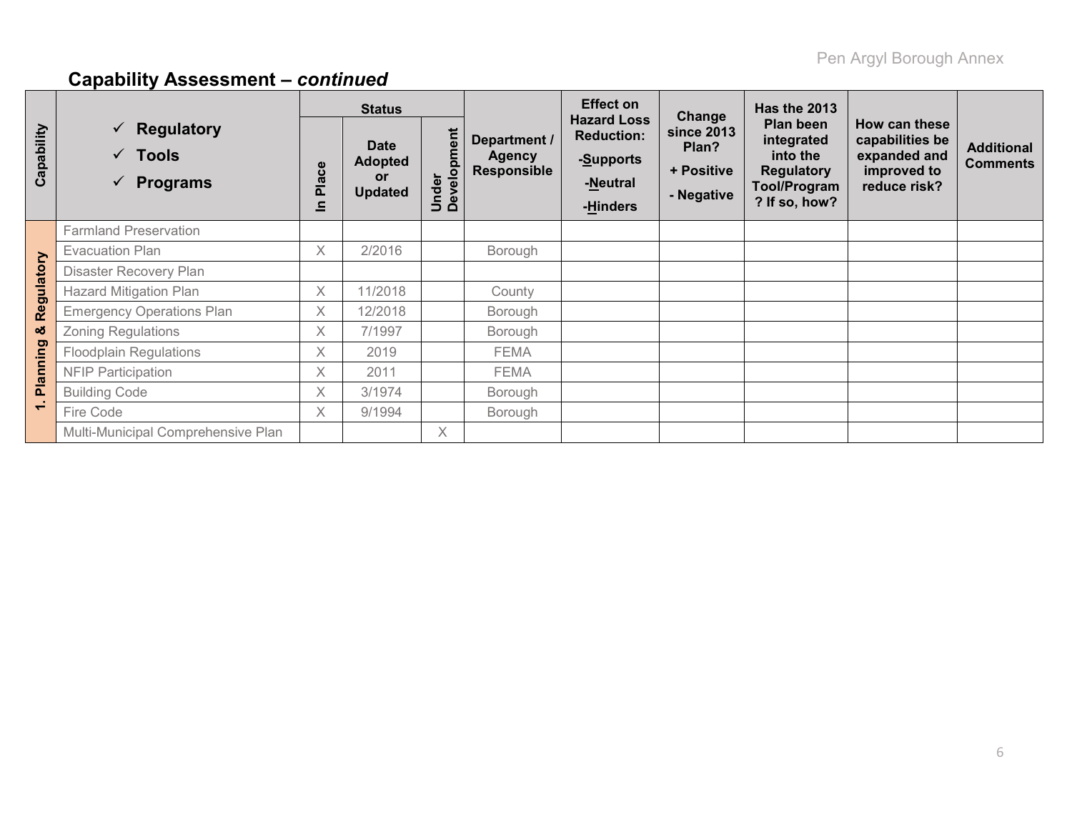## Capability Assessment – *continued*

| Capability | ✓ Regulatory ✓ Tools ✓ Programs | Status | | | Department / Agency Responsible | Effect on Hazard Loss Reduction: -Supports -Neutral -Hinders | Change since 2013 Plan? + Positive - Negative | Has the 2013 Plan been integrated into the Regulatory Tool/Program? If so, how? | How can these capabilities be expanded and improved to reduce risk? | Additional Comments |
|---|---|---|---|---|---|---|---|---|---|---|
| | | In Place | Date Adopted or Updated | Under Development | | | | | | |
| 1. Planning & Regulatory | Farmland Preservation | | | | | | | | | |
| | Evacuation Plan | X | 2/2016 | | Borough | | | | | |
| | Disaster Recovery Plan | | | | | | | | | |
| | Hazard Mitigation Plan | X | 11/2018 | | County | | | | | |
| | Emergency Operations Plan | X | 12/2018 | | Borough | | | | | |
| | Zoning Regulations | X | 7/1997 | | Borough | | | | | |
| | Floodplain Regulations | X | 2019 | | FEMA | | | | | |
| | NFIP Participation | X | 2011 | | FEMA | | | | | |
| | Building Code | X | 3/1974 | | Borough | | | | | |
| | Fire Code | X | 9/1994 | | Borough | | | | | |
| | Multi-Municipal Comprehensive Plan | | | X | | | | | | |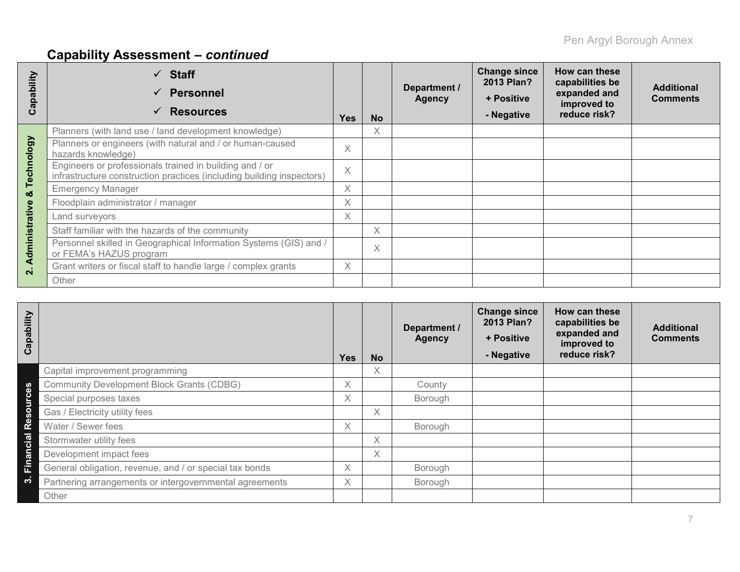## Capability Assessment – *continued*

| Capability | ✓ **Staff** ✓ **Personnel** ✓ **Resources** | Yes | No | Department / Agency | Change since 2013 Plan? + Positive - Negative | How can these capabilities be expanded and improved to reduce risk? | Additional Comments |
|---|---|---|---|---|---|---|---|
| 2. Administrative & Technology | Planners (with land use / land development knowledge) | | X | | | | |
| | Planners or engineers (with natural and / or human-caused hazards knowledge) | X | | | | | |
| | Engineers or professionals trained in building and / or infrastructure construction practices (including building inspectors) | X | | | | | |
| | Emergency Manager | X | | | | | |
| | Floodplain administrator / manager | X | | | | | |
| | Land surveyors | X | | | | | |
| | Staff familiar with the hazards of the community | | X | | | | |
| | Personnel skilled in Geographical Information Systems (GIS) and / or FEMA's HAZUS program | | X | | | | |
| | Grant writers or fiscal staff to handle large / complex grants | X | | | | | |
| | Other | | | | | | |

| Capability | | Yes | No | Department / Agency | Change since 2013 Plan? + Positive - Negative | How can these capabilities be expanded and improved to reduce risk? | Additional Comments |
|---|---|---|---|---|---|---|---|
| 3. Financial Resources | Capital improvement programming | | X | | | | |
| | Community Development Block Grants (CDBG) | X | | County | | | |
| | Special purposes taxes | X | | Borough | | | |
| | Gas / Electricity utility fees | | X | | | | |
| | Water / Sewer fees | X | | Borough | | | |
| | Stormwater utility fees | | X | | | | |
| | Development impact fees | | X | | | | |
| | General obligation, revenue, and / or special tax bonds | X | | Borough | | | |
| | Partnering arrangements or intergovernmental agreements | X | | Borough | | | |
| | Other | | | | | | |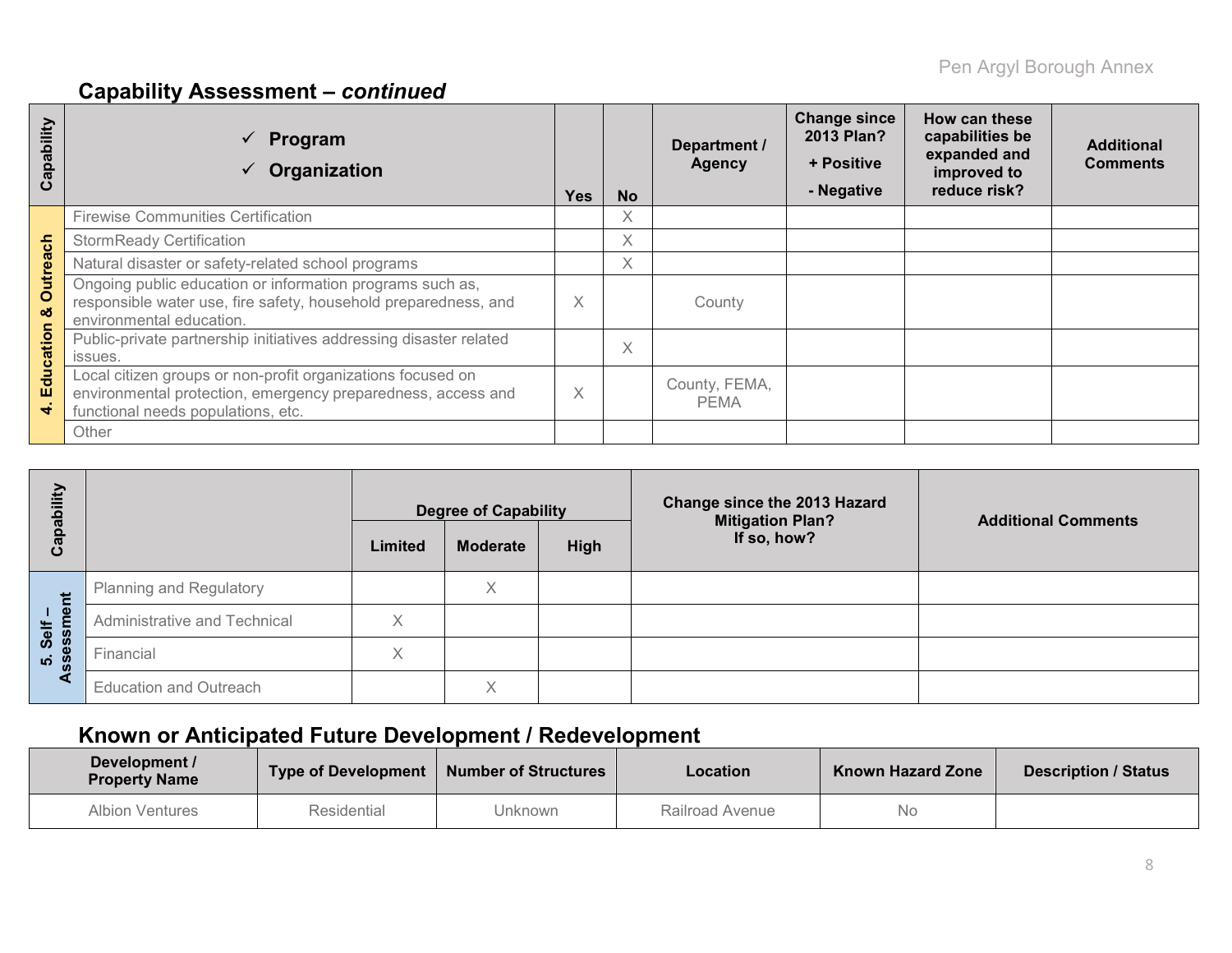## Capability Assessment – *continued*

| Capability | ✓ Program<br>✓ Organization | Yes | No | Department / Agency | Change since 2013 Plan?<br>+ Positive<br>- Negative | How can these capabilities be expanded and improved to reduce risk? | Additional Comments |
|---|---|---|---|---|---|---|---|
| 4. Education & Outreach | Firewise Communities Certification | | X | | | | |
| | StormReady Certification | | X | | | | |
| | Natural disaster or safety-related school programs | | X | | | | |
| | Ongoing public education or information programs such as, responsible water use, fire safety, household preparedness, and environmental education. | X | | County | | | |
| | Public-private partnership initiatives addressing disaster related issues. | | X | | | | |
| | Local citizen groups or non-profit organizations focused on environmental protection, emergency preparedness, access and functional needs populations, etc. | X | | County, FEMA, PEMA | | | |
| | Other | | | | | | |

| Capability | | Degree of Capability | | | Change since the 2013 Hazard Mitigation Plan? If so, how? | Additional Comments |
|---|---|---|---|---|---|---|
| | | Limited | Moderate | High | | |
| 5. Self – Assessment | Planning and Regulatory | | X | | | |
| | Administrative and Technical | X | | | | |
| | Financial | X | | | | |
| | Education and Outreach | | X | | | |

## Known or Anticipated Future Development / Redevelopment

| Development / Property Name | Type of Development | Number of Structures | Location | Known Hazard Zone | Description / Status |
|---|---|---|---|---|---|
| Albion Ventures | Residential | Unknown | Railroad Avenue | No | |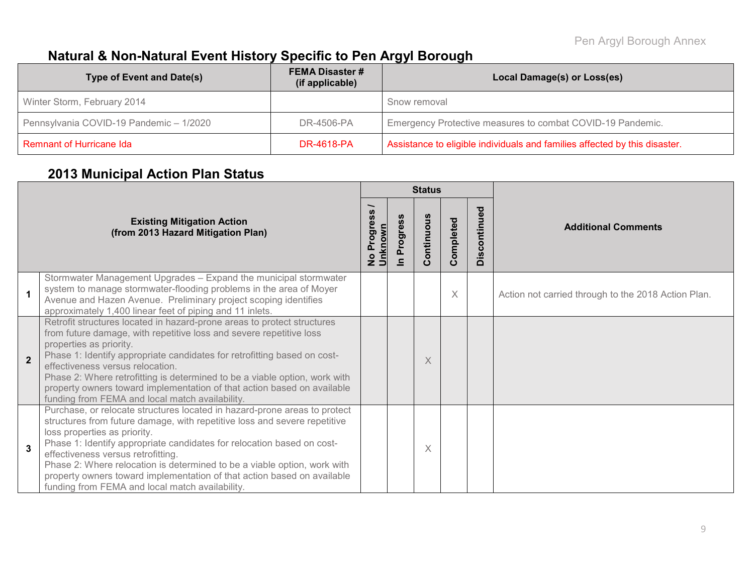## Natural & Non-Natural Event History Specific to Pen Argyl Borough

| Type of Event and Date(s) | FEMA Disaster # (if applicable) | Local Damage(s) or Loss(es) |
|---|---|---|
| Winter Storm, February 2014 | | Snow removal |
| Pennsylvania COVID-19 Pandemic – 1/2020 | DR-4506-PA | Emergency Protective measures to combat COVID-19 Pandemic. |
| Remnant of Hurricane Ida | DR-4618-PA | Assistance to eligible individuals and families affected by this disaster. |

## 2013 Municipal Action Plan Status

| | Existing Mitigation Action (from 2013 Hazard Mitigation Plan) | Status | | | | | Additional Comments |
|---|---|---|---|---|---|---|---|
| | | No Progress / Unknown | In Progress | Continuous | Completed | Discontinued | |
| 1 | Stormwater Management Upgrades – Expand the municipal stormwater system to manage stormwater-flooding problems in the area of Moyer Avenue and Hazen Avenue. Preliminary project scoping identifies approximately 1,400 linear feet of piping and 11 inlets. | | | | X | | Action not carried through to the 2018 Action Plan. |
| 2 | Retrofit structures located in hazard-prone areas to protect structures from future damage, with repetitive loss and severe repetitive loss properties as priority. Phase 1: Identify appropriate candidates for retrofitting based on cost-effectiveness versus relocation. Phase 2: Where retrofitting is determined to be a viable option, work with property owners toward implementation of that action based on available funding from FEMA and local match availability. | | | X | | | |
| 3 | Purchase, or relocate structures located in hazard-prone areas to protect structures from future damage, with repetitive loss and severe repetitive loss properties as priority. Phase 1: Identify appropriate candidates for relocation based on cost-effectiveness versus retrofitting. Phase 2: Where relocation is determined to be a viable option, work with property owners toward implementation of that action based on available funding from FEMA and local match availability. | | | X | | | |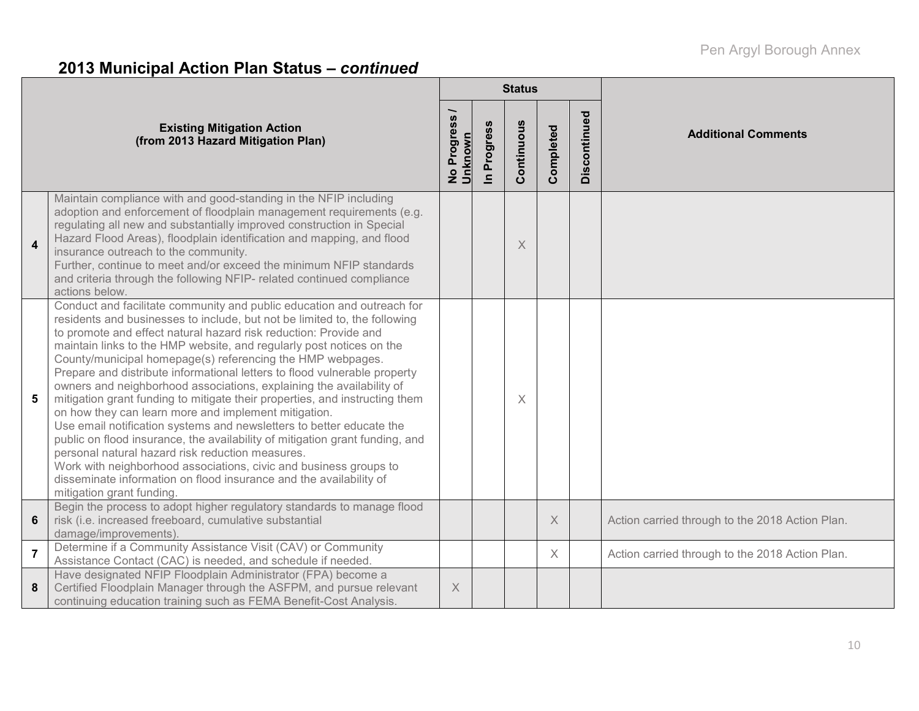## 2013 Municipal Action Plan Status – *continued*

| | Existing Mitigation Action (from 2013 Hazard Mitigation Plan) | Status | | | | | Additional Comments |
|---|---|---|---|---|---|---|---|
| | | No Progress / Unknown | In Progress | Continuous | Completed | Discontinued | |
| 4 | Maintain compliance with and good-standing in the NFIP including adoption and enforcement of floodplain management requirements (e.g. regulating all new and substantially improved construction in Special Hazard Flood Areas), floodplain identification and mapping, and flood insurance outreach to the community.<br>Further, continue to meet and/or exceed the minimum NFIP standards and criteria through the following NFIP- related continued compliance actions below. | | | X | | | |
| 5 | Conduct and facilitate community and public education and outreach for residents and businesses to include, but not be limited to, the following to promote and effect natural hazard risk reduction: Provide and maintain links to the HMP website, and regularly post notices on the County/municipal homepage(s) referencing the HMP webpages.<br>Prepare and distribute informational letters to flood vulnerable property owners and neighborhood associations, explaining the availability of mitigation grant funding to mitigate their properties, and instructing them on how they can learn more and implement mitigation.<br>Use email notification systems and newsletters to better educate the public on flood insurance, the availability of mitigation grant funding, and personal natural hazard risk reduction measures.<br>Work with neighborhood associations, civic and business groups to disseminate information on flood insurance and the availability of mitigation grant funding. | | | X | | | |
| 6 | Begin the process to adopt higher regulatory standards to manage flood risk (i.e. increased freeboard, cumulative substantial damage/improvements). | | | | X | | Action carried through to the 2018 Action Plan. |
| 7 | Determine if a Community Assistance Visit (CAV) or Community Assistance Contact (CAC) is needed, and schedule if needed. | | | | X | | Action carried through to the 2018 Action Plan. |
| 8 | Have designated NFIP Floodplain Administrator (FPA) become a Certified Floodplain Manager through the ASFPM, and pursue relevant continuing education training such as FEMA Benefit-Cost Analysis. | X | | | | | |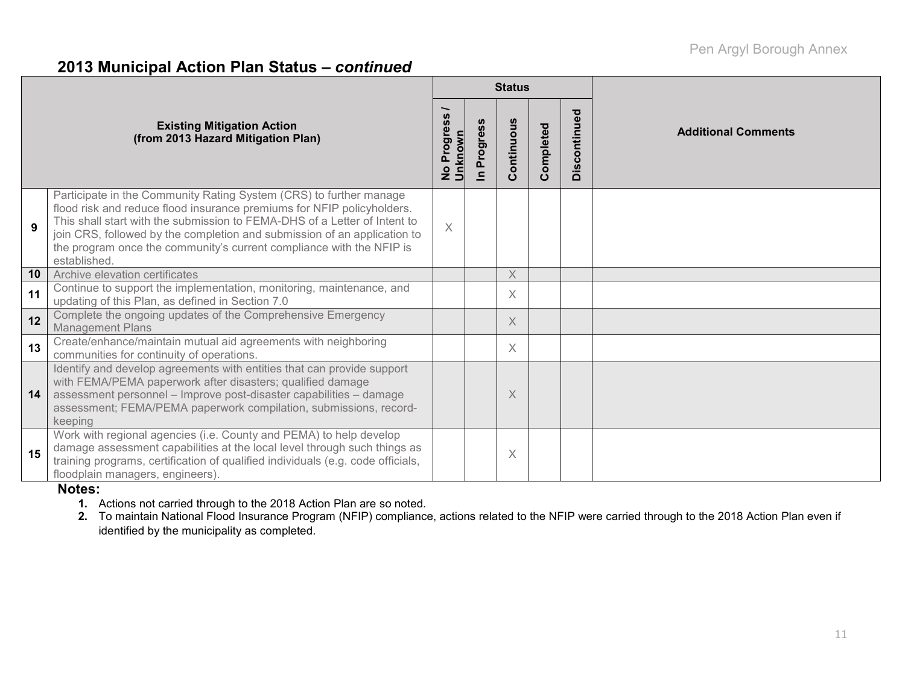## 2013 Municipal Action Plan Status – *continued*

| | Existing Mitigation Action (from 2013 Hazard Mitigation Plan) | Status | | | | | Additional Comments |
|---|---|---|---|---|---|---|---|
| | | No Progress / Unknown | In Progress | Continuous | Completed | Discontinued | |
| 9 | Participate in the Community Rating System (CRS) to further manage flood risk and reduce flood insurance premiums for NFIP policyholders. This shall start with the submission to FEMA-DHS of a Letter of Intent to join CRS, followed by the completion and submission of an application to the program once the community's current compliance with the NFIP is established. | X | | | | | |
| 10 | Archive elevation certificates | | | X | | | |
| 11 | Continue to support the implementation, monitoring, maintenance, and updating of this Plan, as defined in Section 7.0 | | | X | | | |
| 12 | Complete the ongoing updates of the Comprehensive Emergency Management Plans | | | X | | | |
| 13 | Create/enhance/maintain mutual aid agreements with neighboring communities for continuity of operations. | | | X | | | |
| 14 | Identify and develop agreements with entities that can provide support with FEMA/PEMA paperwork after disasters; qualified damage assessment personnel – Improve post-disaster capabilities – damage assessment; FEMA/PEMA paperwork compilation, submissions, record-keeping | | | X | | | |
| 15 | Work with regional agencies (i.e. County and PEMA) to help develop damage assessment capabilities at the local level through such things as training programs, certification of qualified individuals (e.g. code officials, floodplain managers, engineers). | | | X | | | |

**Notes:**

1. Actions not carried through to the 2018 Action Plan are so noted.
2. To maintain National Flood Insurance Program (NFIP) compliance, actions related to the NFIP were carried through to the 2018 Action Plan even if identified by the municipality as completed.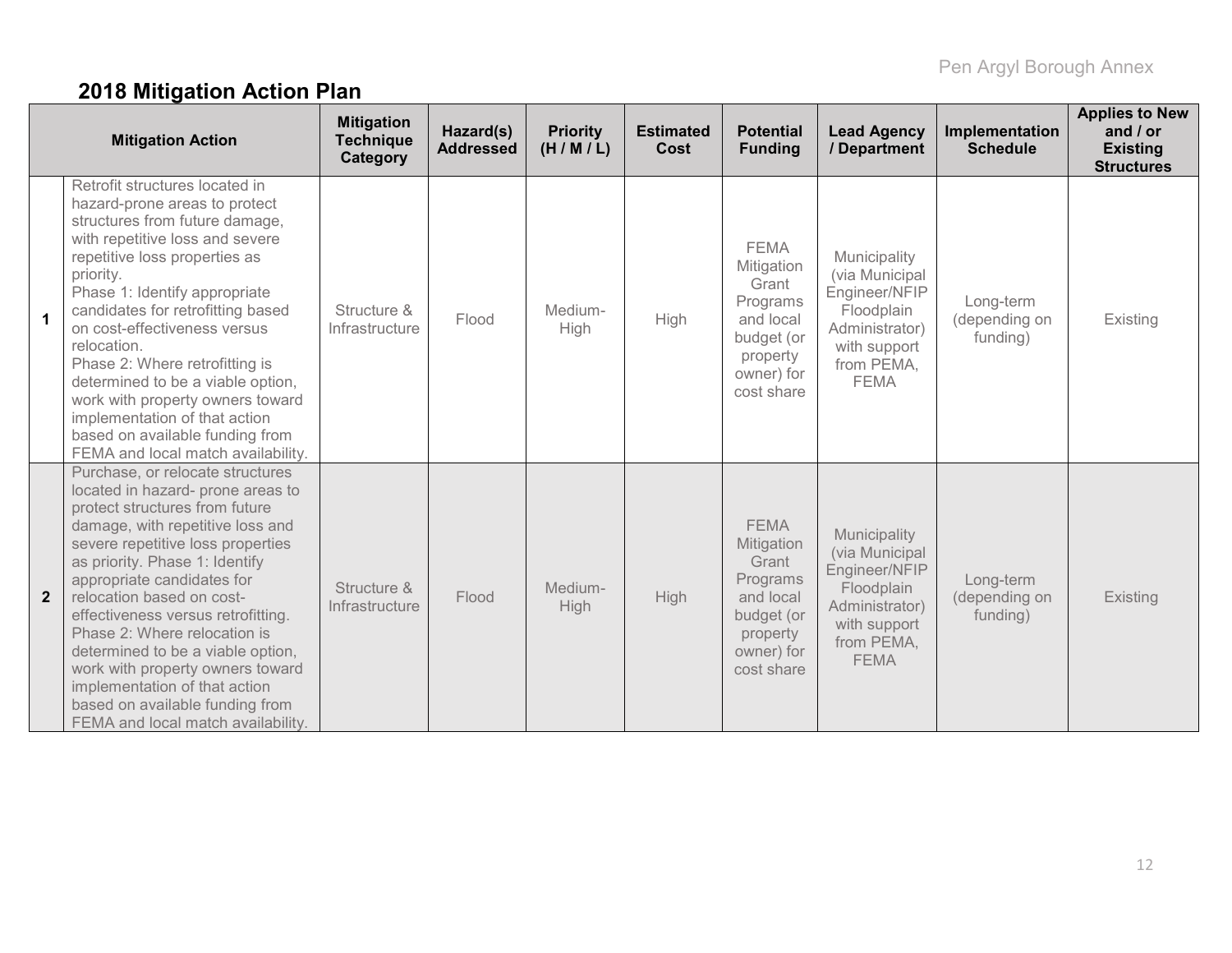## 2018 Mitigation Action Plan

| | Mitigation Action | Mitigation Technique Category | Hazard(s) Addressed | Priority (H / M / L) | Estimated Cost | Potential Funding | Lead Agency / Department | Implementation Schedule | Applies to New and / or Existing Structures |
|---|---|---|---|---|---|---|---|---|---|
| **1** | Retrofit structures located in hazard-prone areas to protect structures from future damage, with repetitive loss and severe repetitive loss properties as priority. Phase 1: Identify appropriate candidates for retrofitting based on cost-effectiveness versus relocation. Phase 2: Where retrofitting is determined to be a viable option, work with property owners toward implementation of that action based on available funding from FEMA and local match availability. | Structure & Infrastructure | Flood | Medium-High | High | FEMA Mitigation Grant Programs and local budget (or property owner) for cost share | Municipality (via Municipal Engineer/NFIP Floodplain Administrator) with support from PEMA, FEMA | Long-term (depending on funding) | Existing |
| **2** | Purchase, or relocate structures located in hazard- prone areas to protect structures from future damage, with repetitive loss and severe repetitive loss properties as priority. Phase 1: Identify appropriate candidates for relocation based on cost-effectiveness versus retrofitting. Phase 2: Where relocation is determined to be a viable option, work with property owners toward implementation of that action based on available funding from FEMA and local match availability. | Structure & Infrastructure | Flood | Medium-High | High | FEMA Mitigation Grant Programs and local budget (or property owner) for cost share | Municipality (via Municipal Engineer/NFIP Floodplain Administrator) with support from PEMA, FEMA | Long-term (depending on funding) | Existing |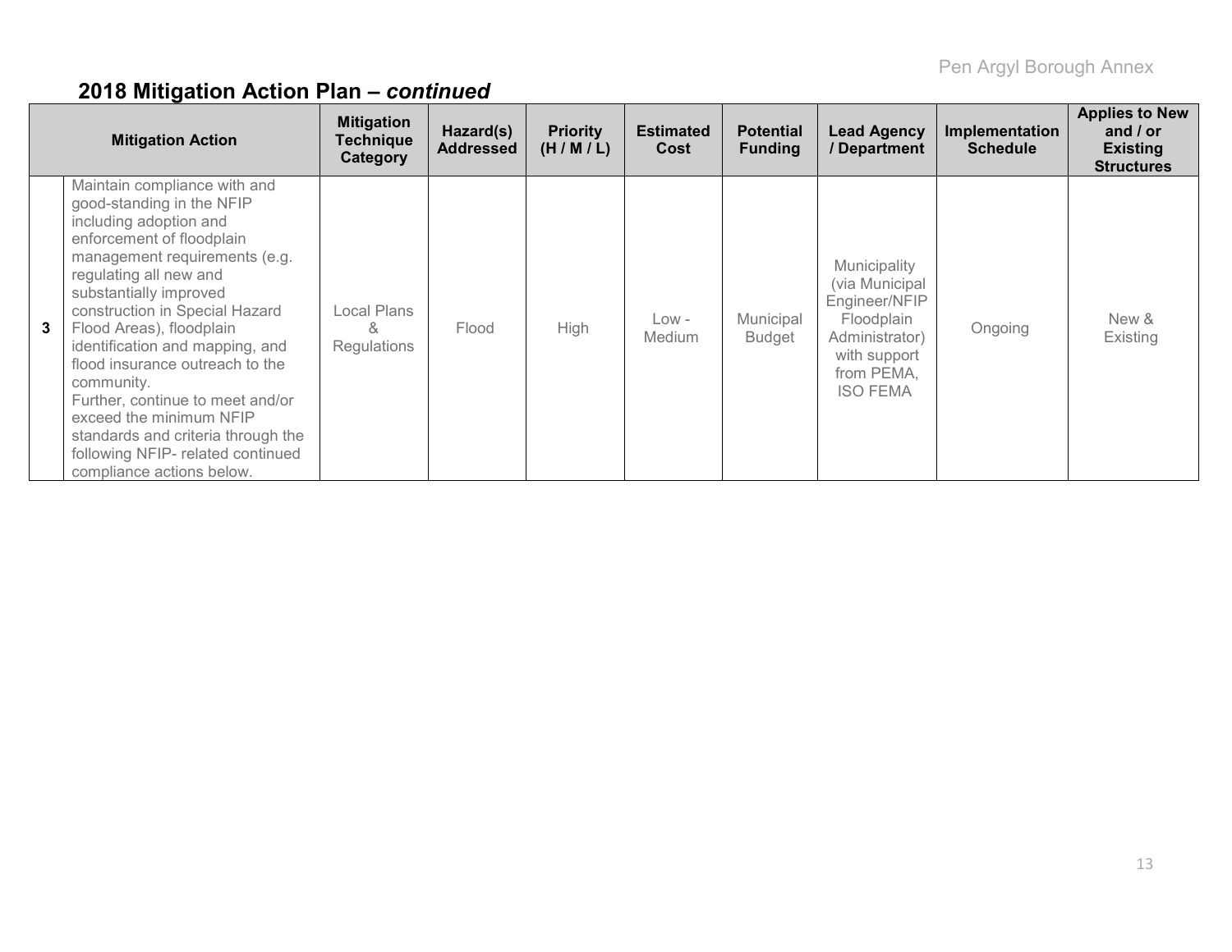## 2018 Mitigation Action Plan – *continued*

| | Mitigation Action | Mitigation Technique Category | Hazard(s) Addressed | Priority (H / M / L) | Estimated Cost | Potential Funding | Lead Agency / Department | Implementation Schedule | Applies to New and / or Existing Structures |
|---|---|---|---|---|---|---|---|---|---|
| **3** | Maintain compliance with and good-standing in the NFIP including adoption and enforcement of floodplain management requirements (e.g. regulating all new and substantially improved construction in Special Hazard Flood Areas), floodplain identification and mapping, and flood insurance outreach to the community. Further, continue to meet and/or exceed the minimum NFIP standards and criteria through the following NFIP- related continued compliance actions below. | Local Plans & Regulations | Flood | High | Low - Medium | Municipal Budget | Municipality (via Municipal Engineer/NFIP Floodplain Administrator) with support from PEMA, ISO FEMA | Ongoing | New & Existing |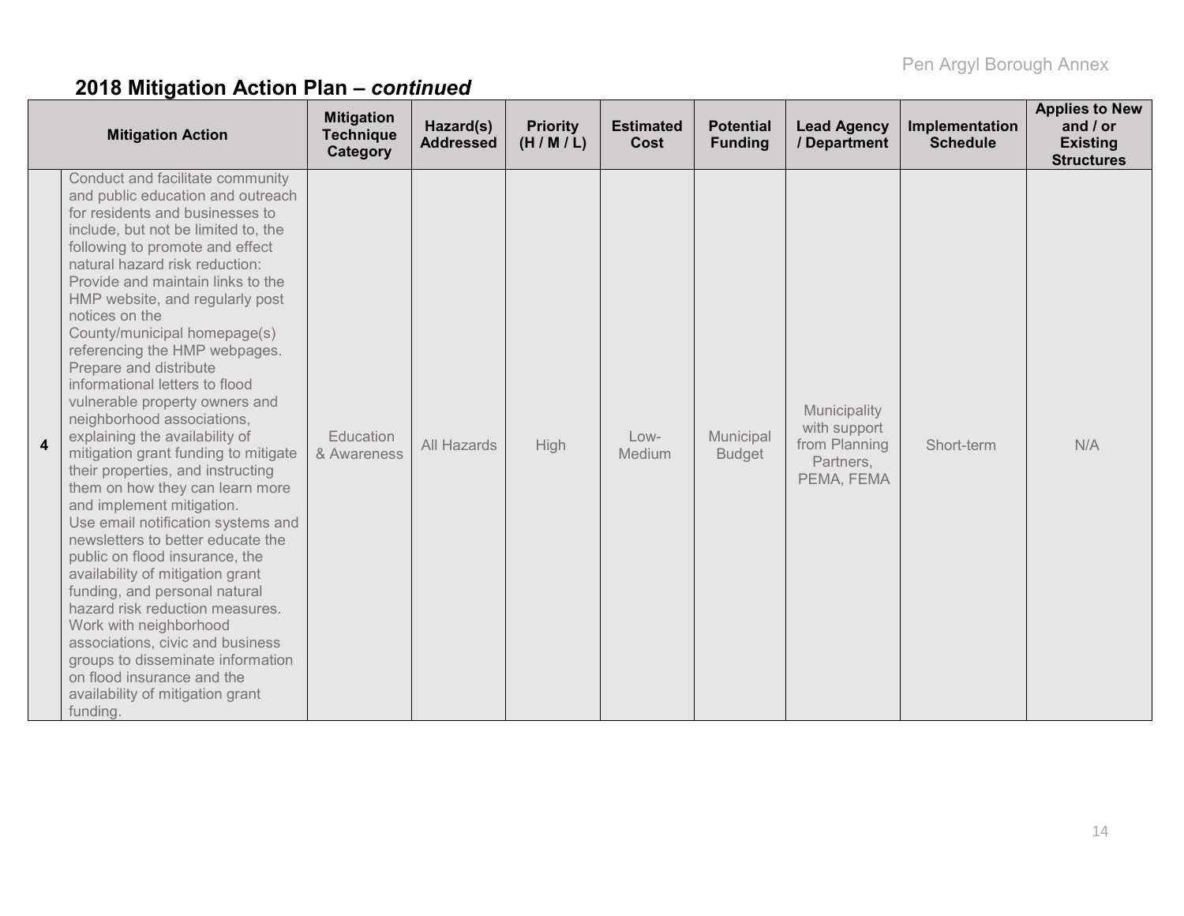## 2018 Mitigation Action Plan – *continued*

| | Mitigation Action | Mitigation Technique Category | Hazard(s) Addressed | Priority (H / M / L) | Estimated Cost | Potential Funding | Lead Agency / Department | Implementation Schedule | Applies to New and / or Existing Structures |
|---|---|---|---|---|---|---|---|---|---|
| 4 | Conduct and facilitate community and public education and outreach for residents and businesses to include, but not be limited to, the following to promote and effect natural hazard risk reduction: Provide and maintain links to the HMP website, and regularly post notices on the County/municipal homepage(s) referencing the HMP webpages. Prepare and distribute informational letters to flood vulnerable property owners and neighborhood associations, explaining the availability of mitigation grant funding to mitigate their properties, and instructing them on how they can learn more and implement mitigation. Use email notification systems and newsletters to better educate the public on flood insurance, the availability of mitigation grant funding, and personal natural hazard risk reduction measures. Work with neighborhood associations, civic and business groups to disseminate information on flood insurance and the availability of mitigation grant funding. | Education & Awareness | All Hazards | High | Low-Medium | Municipal Budget | Municipality with support from Planning Partners, PEMA, FEMA | Short-term | N/A |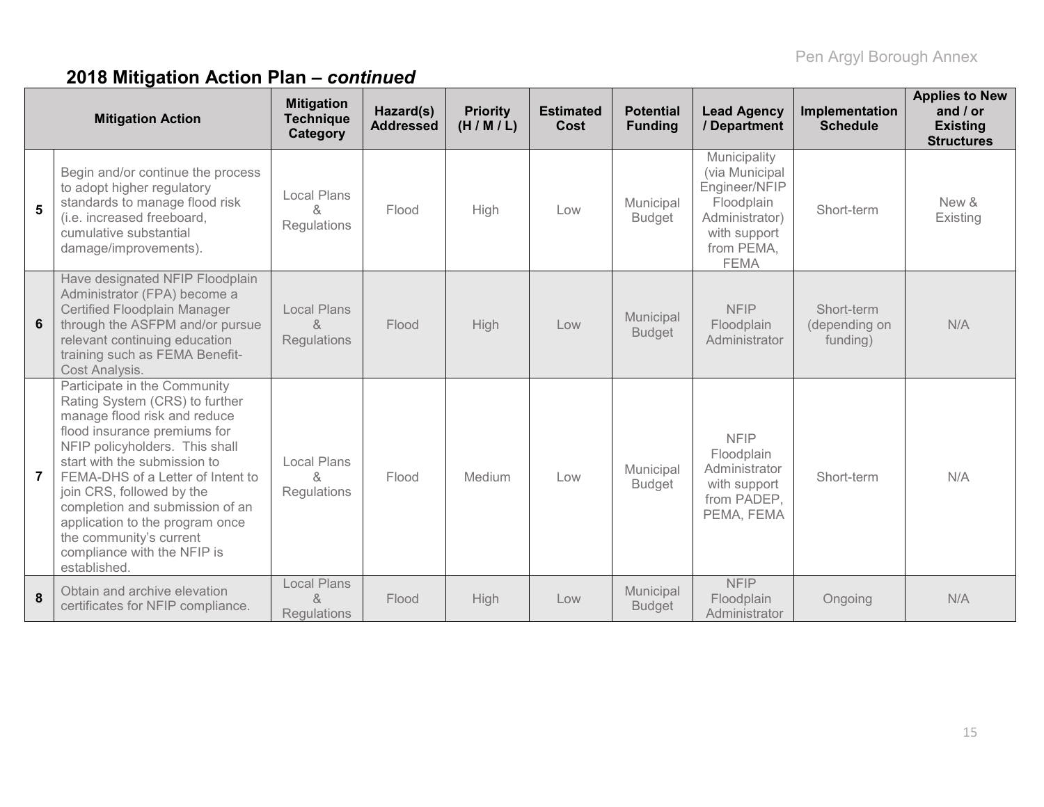## 2018 Mitigation Action Plan – *continued*

| | Mitigation Action | Mitigation Technique Category | Hazard(s) Addressed | Priority (H / M / L) | Estimated Cost | Potential Funding | Lead Agency / Department | Implementation Schedule | Applies to New and / or Existing Structures |
|---|---|---|---|---|---|---|---|---|---|
| **5** | Begin and/or continue the process to adopt higher regulatory standards to manage flood risk (i.e. increased freeboard, cumulative substantial damage/improvements). | Local Plans & Regulations | Flood | High | Low | Municipal Budget | Municipality (via Municipal Engineer/NFIP Floodplain Administrator) with support from PEMA, FEMA | Short-term | New & Existing |
| **6** | Have designated NFIP Floodplain Administrator (FPA) become a Certified Floodplain Manager through the ASFPM and/or pursue relevant continuing education training such as FEMA Benefit-Cost Analysis. | Local Plans & Regulations | Flood | High | Low | Municipal Budget | NFIP Floodplain Administrator | Short-term (depending on funding) | N/A |
| **7** | Participate in the Community Rating System (CRS) to further manage flood risk and reduce flood insurance premiums for NFIP policyholders. This shall start with the submission to FEMA-DHS of a Letter of Intent to join CRS, followed by the completion and submission of an application to the program once the community's current compliance with the NFIP is established. | Local Plans & Regulations | Flood | Medium | Low | Municipal Budget | NFIP Floodplain Administrator with support from PADEP, PEMA, FEMA | Short-term | N/A |
| **8** | Obtain and archive elevation certificates for NFIP compliance. | Local Plans & Regulations | Flood | High | Low | Municipal Budget | NFIP Floodplain Administrator | Ongoing | N/A |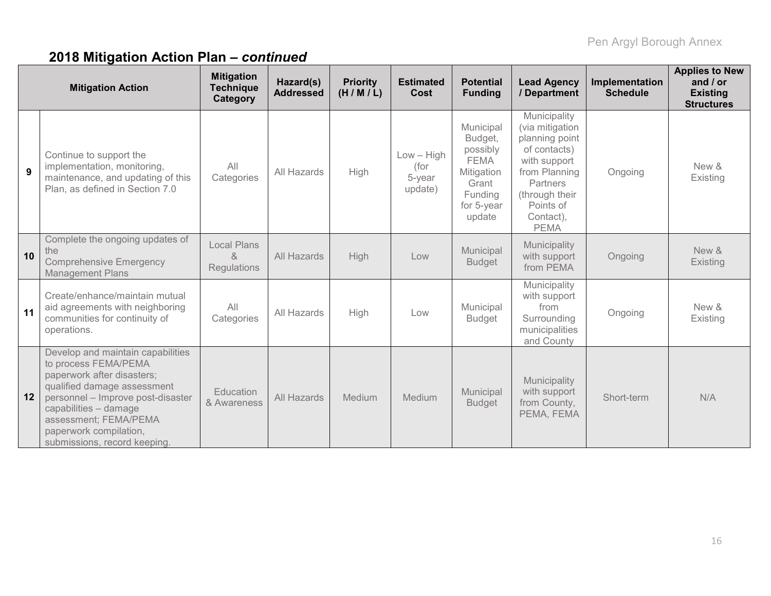## 2018 Mitigation Action Plan – *continued*

| | Mitigation Action | Mitigation Technique Category | Hazard(s) Addressed | Priority (H / M / L) | Estimated Cost | Potential Funding | Lead Agency / Department | Implementation Schedule | Applies to New and / or Existing Structures |
|---|---|---|---|---|---|---|---|---|---|
| **9** | Continue to support the implementation, monitoring, maintenance, and updating of this Plan, as defined in Section 7.0 | All Categories | All Hazards | High | Low – High (for 5-year update) | Municipal Budget, possibly FEMA Mitigation Grant Funding for 5-year update | Municipality (via mitigation planning point of contacts) with support from Planning Partners (through their Points of Contact), PEMA | Ongoing | New & Existing |
| **10** | Complete the ongoing updates of the Comprehensive Emergency Management Plans | Local Plans & Regulations | All Hazards | High | Low | Municipal Budget | Municipality with support from PEMA | Ongoing | New & Existing |
| **11** | Create/enhance/maintain mutual aid agreements with neighboring communities for continuity of operations. | All Categories | All Hazards | High | Low | Municipal Budget | Municipality with support from Surrounding municipalities and County | Ongoing | New & Existing |
| **12** | Develop and maintain capabilities to process FEMA/PEMA paperwork after disasters; qualified damage assessment personnel – Improve post-disaster capabilities – damage assessment; FEMA/PEMA paperwork compilation, submissions, record keeping. | Education & Awareness | All Hazards | Medium | Medium | Municipal Budget | Municipality with support from County, PEMA, FEMA | Short-term | N/A |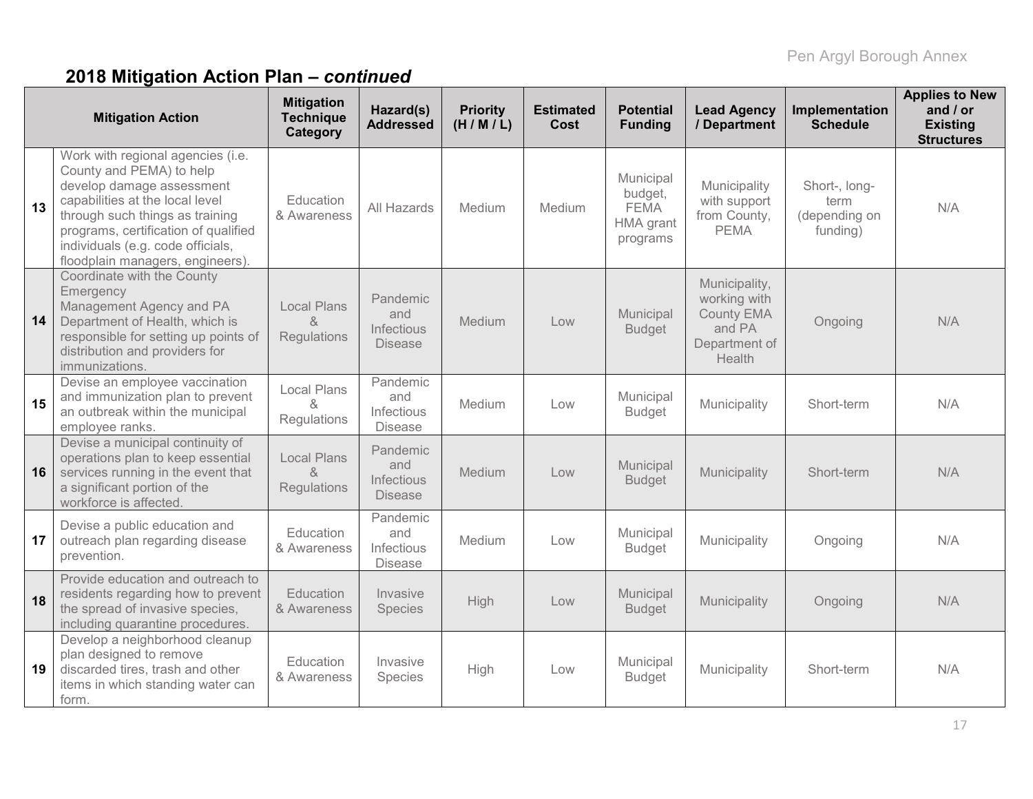## 2018 Mitigation Action Plan – *continued*

| | Mitigation Action | Mitigation Technique Category | Hazard(s) Addressed | Priority (H / M / L) | Estimated Cost | Potential Funding | Lead Agency / Department | Implementation Schedule | Applies to New and / or Existing Structures |
|---|---|---|---|---|---|---|---|---|---|
| 13 | Work with regional agencies (i.e. County and PEMA) to help develop damage assessment capabilities at the local level through such things as training programs, certification of qualified individuals (e.g. code officials, floodplain managers, engineers). | Education & Awareness | All Hazards | Medium | Medium | Municipal budget, FEMA HMA grant programs | Municipality with support from County, PEMA | Short-, long-term (depending on funding) | N/A |
| 14 | Coordinate with the County Emergency Management Agency and PA Department of Health, which is responsible for setting up points of distribution and providers for immunizations. | Local Plans & Regulations | Pandemic and Infectious Disease | Medium | Low | Municipal Budget | Municipality, working with County EMA and PA Department of Health | Ongoing | N/A |
| 15 | Devise an employee vaccination and immunization plan to prevent an outbreak within the municipal employee ranks. | Local Plans & Regulations | Pandemic and Infectious Disease | Medium | Low | Municipal Budget | Municipality | Short-term | N/A |
| 16 | Devise a municipal continuity of operations plan to keep essential services running in the event that a significant portion of the workforce is affected. | Local Plans & Regulations | Pandemic and Infectious Disease | Medium | Low | Municipal Budget | Municipality | Short-term | N/A |
| 17 | Devise a public education and outreach plan regarding disease prevention. | Education & Awareness | Pandemic and Infectious Disease | Medium | Low | Municipal Budget | Municipality | Ongoing | N/A |
| 18 | Provide education and outreach to residents regarding how to prevent the spread of invasive species, including quarantine procedures. | Education & Awareness | Invasive Species | High | Low | Municipal Budget | Municipality | Ongoing | N/A |
| 19 | Develop a neighborhood cleanup plan designed to remove discarded tires, trash and other items in which standing water can form. | Education & Awareness | Invasive Species | High | Low | Municipal Budget | Municipality | Short-term | N/A |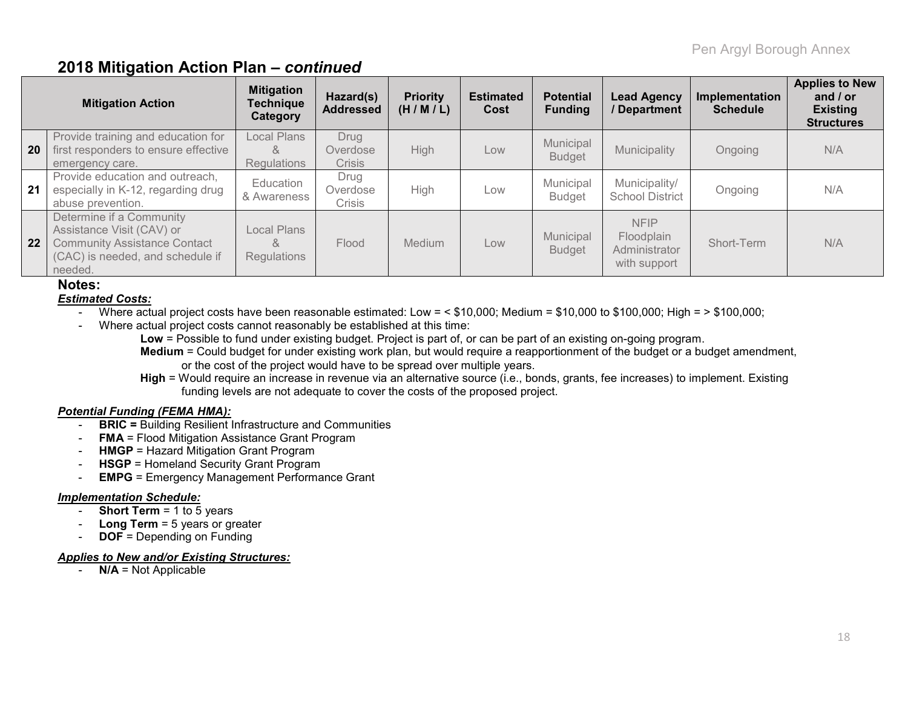## 2018 Mitigation Action Plan – *continued*

| | Mitigation Action | Mitigation Technique Category | Hazard(s) Addressed | Priority (H / M / L) | Estimated Cost | Potential Funding | Lead Agency / Department | Implementation Schedule | Applies to New and / or Existing Structures |
|---|---|---|---|---|---|---|---|---|---|
| 20 | Provide training and education for first responders to ensure effective emergency care. | Local Plans & Regulations | Drug Overdose Crisis | High | Low | Municipal Budget | Municipality | Ongoing | N/A |
| 21 | Provide education and outreach, especially in K-12, regarding drug abuse prevention. | Education & Awareness | Drug Overdose Crisis | High | Low | Municipal Budget | Municipality/ School District | Ongoing | N/A |
| 22 | Determine if a Community Assistance Visit (CAV) or Community Assistance Contact (CAC) is needed, and schedule if needed. | Local Plans & Regulations | Flood | Medium | Low | Municipal Budget | NFIP Floodplain Administrator with support | Short-Term | N/A |

**Notes:**

***Estimated Costs:***

- Where actual project costs have been reasonable estimated: Low = < $10,000; Medium = $10,000 to $100,000; High = > $100,000;
- Where actual project costs cannot reasonably be established at this time:
  - **Low** = Possible to fund under existing budget. Project is part of, or can be part of an existing on-going program.
  - **Medium** = Could budget for under existing work plan, but would require a reapportionment of the budget or a budget amendment, or the cost of the project would have to be spread over multiple years.
  - **High** = Would require an increase in revenue via an alternative source (i.e., bonds, grants, fee increases) to implement. Existing funding levels are not adequate to cover the costs of the proposed project.

***Potential Funding (FEMA HMA):***

- **BRIC =** Building Resilient Infrastructure and Communities
- **FMA** = Flood Mitigation Assistance Grant Program
- **HMGP** = Hazard Mitigation Grant Program
- **HSGP** = Homeland Security Grant Program
- **EMPG** = Emergency Management Performance Grant

***Implementation Schedule:***

- **Short Term** = 1 to 5 years
- **Long Term** = 5 years or greater
- **DOF** = Depending on Funding

***Applies to New and/or Existing Structures:***

- **N/A** = Not Applicable